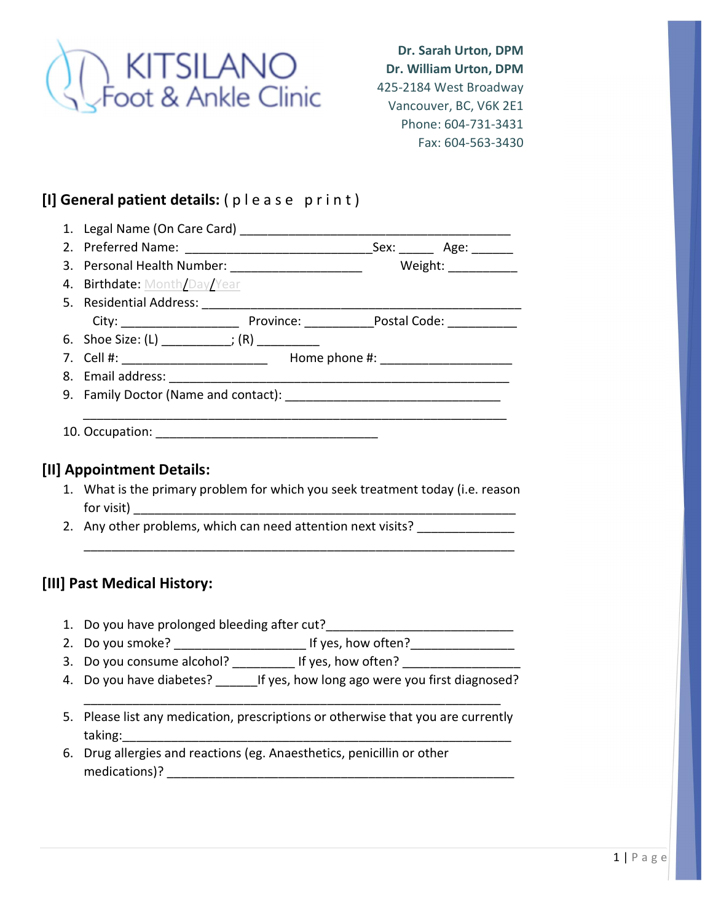# KITSILANO Foot & Ankle Clinic

**Dr. Sarah Urton, DPM**
**Dr. William Urton, DPM**
425-2184 West Broadway
Vancouver, BC, V6K 2E1
Phone: 604-731-3431
Fax: 604-563-3430

## [I] General patient details: ( p l e a s e  p r i n t )

1. Legal Name (On Care Card) ________________________________________
2. Preferred Name: ___________________________Sex: _____ Age: ______
3. Personal Health Number: ___________________ Weight: __________
4. Birthdate: Month/Day/Year
5. Residential Address: ________________________________________________
   City: _________________ Province: __________Postal Code: __________
6. Shoe Size: (L) __________; (R) _________
7. Cell #: _____________________ Home phone #: ___________________
8. Email address: ______________________________________________
9. Family Doctor (Name and contact): _______________________________
   _________________________________________________________________
10. Occupation: ________________________________

## [II] Appointment Details:

1. What is the primary problem for which you seek treatment today (i.e. reason for visit) _______________________________________________________
2. Any other problems, which can need attention next visits? _____________
   _______________________________________________________________

## [III] Past Medical History:

1. Do you have prolonged bleeding after cut?___________________________
2. Do you smoke? ___________________ If yes, how often?______________
3. Do you consume alcohol? _________ If yes, how often? ________________
4. Do you have diabetes? ______If yes, how long ago were you first diagnosed?
   ______________________________________________________________
5. Please list any medication, prescriptions or otherwise that you are currently taking:_______________________________________________________
6. Drug allergies and reactions (eg. Anaesthetics, penicillin or other medications)? ________________________________________________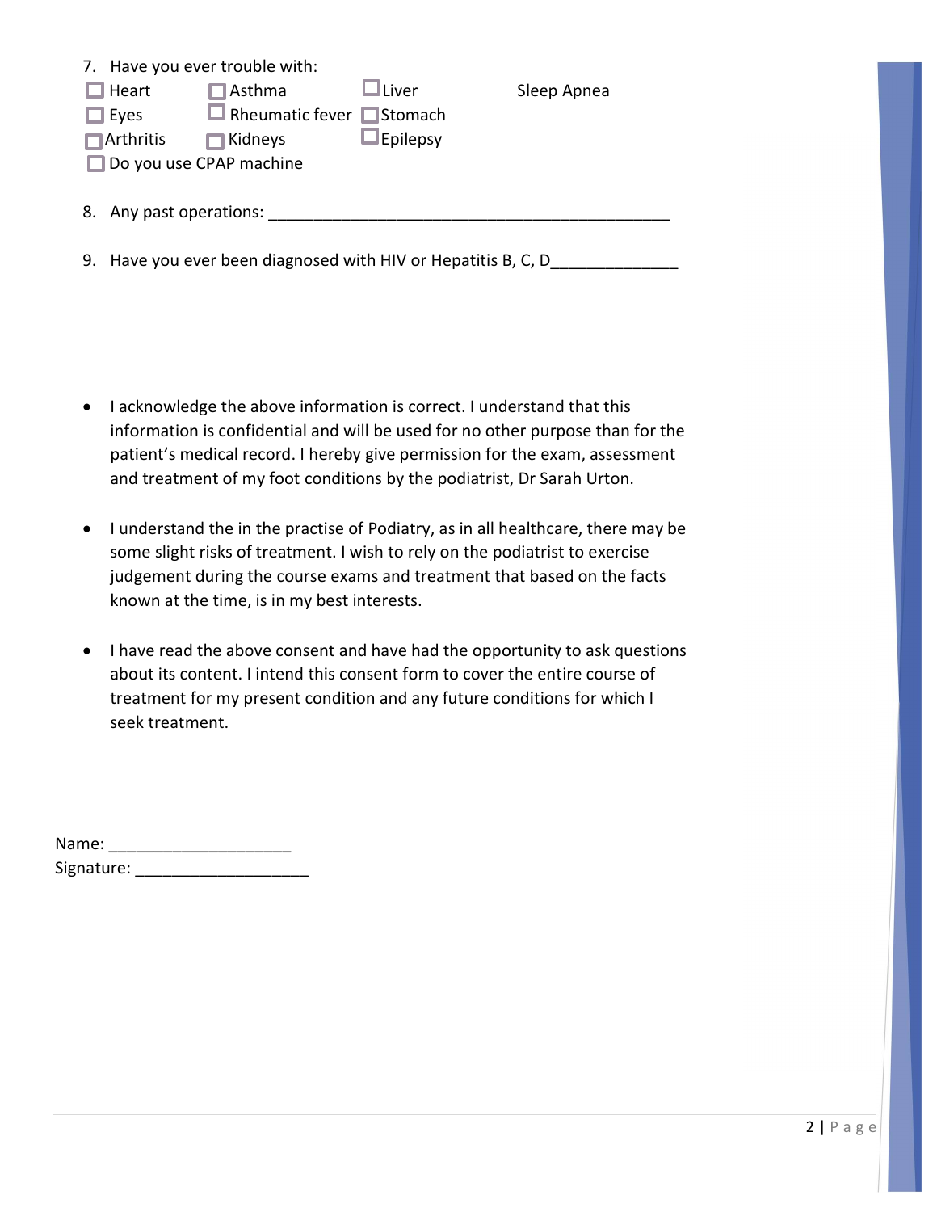7. Have you ever trouble with:

☐ Heart ☐ Asthma ☐ Liver Sleep Apnea
☐ Eyes ☐ Rheumatic fever ☐ Stomach
☐ Arthritis ☐ Kidneys ☐ Epilepsy
☐ Do you use CPAP machine

8. Any past operations: _____________________________________________

9. Have you ever been diagnosed with HIV or Hepatitis B, C, D______________

- I acknowledge the above information is correct. I understand that this information is confidential and will be used for no other purpose than for the patient's medical record. I hereby give permission for the exam, assessment and treatment of my foot conditions by the podiatrist, Dr Sarah Urton.

- I understand the in the practise of Podiatry, as in all healthcare, there may be some slight risks of treatment. I wish to rely on the podiatrist to exercise judgement during the course exams and treatment that based on the facts known at the time, is in my best interests.

- I have read the above consent and have had the opportunity to ask questions about its content. I intend this consent form to cover the entire course of treatment for my present condition and any future conditions for which I seek treatment.

Name: ____________________
Signature: ___________________